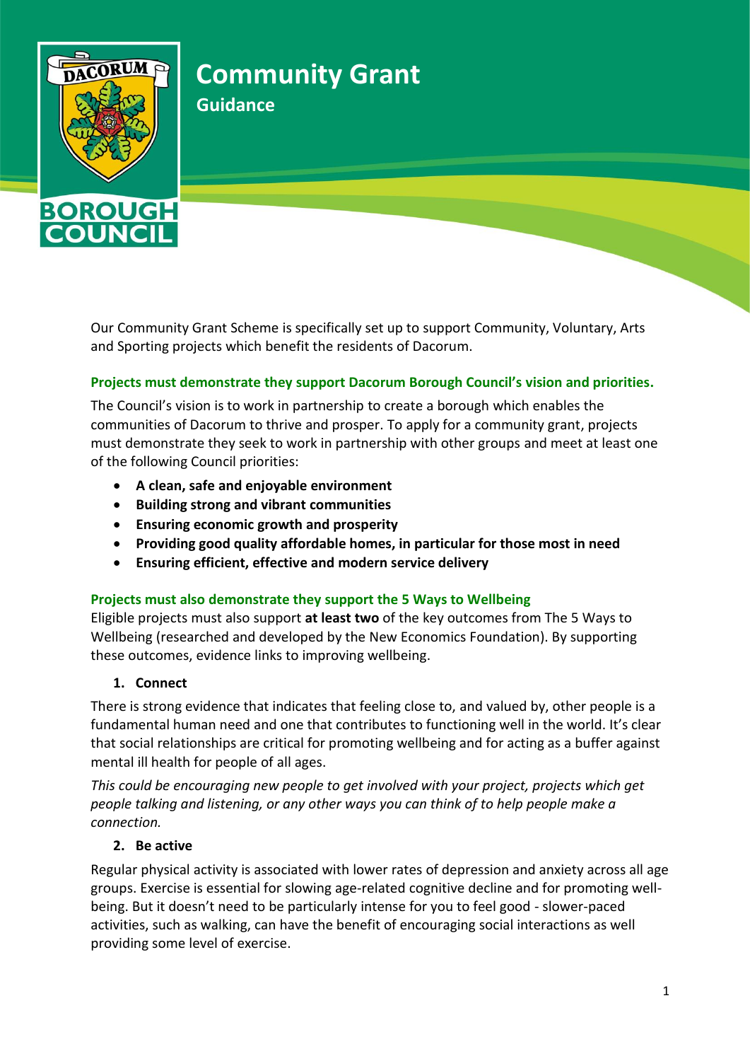# Community Grant

## Guidance

Our Community Grant Scheme is specifically set up to support Community, Voluntary, Arts and Sporting projects which benefit the residents of Dacorum.

### Projects must demonstrate they support Dacorum Borough Council's vision and priorities.

The Council's vision is to work in partnership to create a borough which enables the communities of Dacorum to thrive and prosper. To apply for a community grant, projects must demonstrate they seek to work in partnership with other groups and meet at least one of the following Council priorities:

- **A clean, safe and enjoyable environment**
- **Building strong and vibrant communities**
- **Ensuring economic growth and prosperity**
- **Providing good quality affordable homes, in particular for those most in need**
- **Ensuring efficient, effective and modern service delivery**

### Projects must also demonstrate they support the 5 Ways to Wellbeing

Eligible projects must also support **at least two** of the key outcomes from The 5 Ways to Wellbeing (researched and developed by the New Economics Foundation). By supporting these outcomes, evidence links to improving wellbeing.

1. **Connect**

There is strong evidence that indicates that feeling close to, and valued by, other people is a fundamental human need and one that contributes to functioning well in the world. It's clear that social relationships are critical for promoting wellbeing and for acting as a buffer against mental ill health for people of all ages.

*This could be encouraging new people to get involved with your project, projects which get people talking and listening, or any other ways you can think of to help people make a connection.*

2. **Be active**

Regular physical activity is associated with lower rates of depression and anxiety across all age groups. Exercise is essential for slowing age-related cognitive decline and for promoting well-being. But it doesn't need to be particularly intense for you to feel good - slower-paced activities, such as walking, can have the benefit of encouraging social interactions as well providing some level of exercise.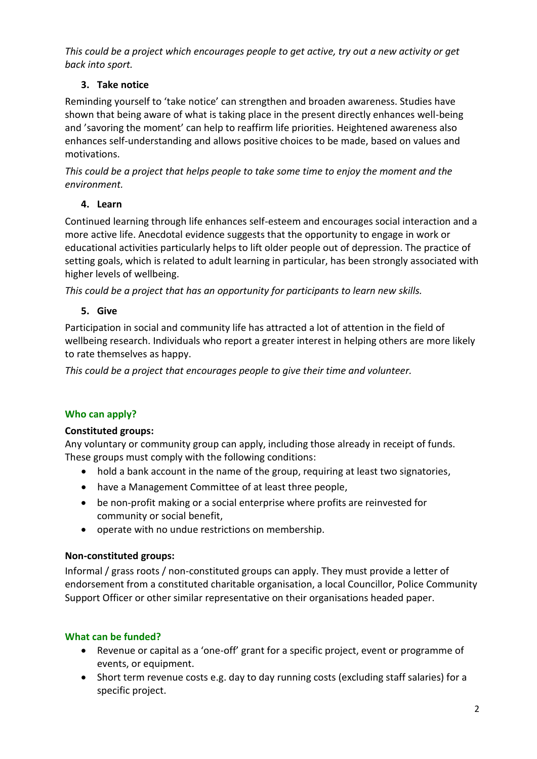*This could be a project which encourages people to get active, try out a new activity or get back into sport.*

### 3. Take notice

Reminding yourself to 'take notice' can strengthen and broaden awareness. Studies have shown that being aware of what is taking place in the present directly enhances well-being and 'savoring the moment' can help to reaffirm life priorities. Heightened awareness also enhances self-understanding and allows positive choices to be made, based on values and motivations.

*This could be a project that helps people to take some time to enjoy the moment and the environment.*

### 4. Learn

Continued learning through life enhances self-esteem and encourages social interaction and a more active life. Anecdotal evidence suggests that the opportunity to engage in work or educational activities particularly helps to lift older people out of depression. The practice of setting goals, which is related to adult learning in particular, has been strongly associated with higher levels of wellbeing.

*This could be a project that has an opportunity for participants to learn new skills.*

### 5. Give

Participation in social and community life has attracted a lot of attention in the field of wellbeing research. Individuals who report a greater interest in helping others are more likely to rate themselves as happy.

*This could be a project that encourages people to give their time and volunteer.*

## Who can apply?

**Constituted groups:**

Any voluntary or community group can apply, including those already in receipt of funds. These groups must comply with the following conditions:

- hold a bank account in the name of the group, requiring at least two signatories,
- have a Management Committee of at least three people,
- be non-profit making or a social enterprise where profits are reinvested for community or social benefit,
- operate with no undue restrictions on membership.

**Non-constituted groups:**

Informal / grass roots / non-constituted groups can apply. They must provide a letter of endorsement from a constituted charitable organisation, a local Councillor, Police Community Support Officer or other similar representative on their organisations headed paper.

## What can be funded?

- Revenue or capital as a 'one-off' grant for a specific project, event or programme of events, or equipment.
- Short term revenue costs e.g. day to day running costs (excluding staff salaries) for a specific project.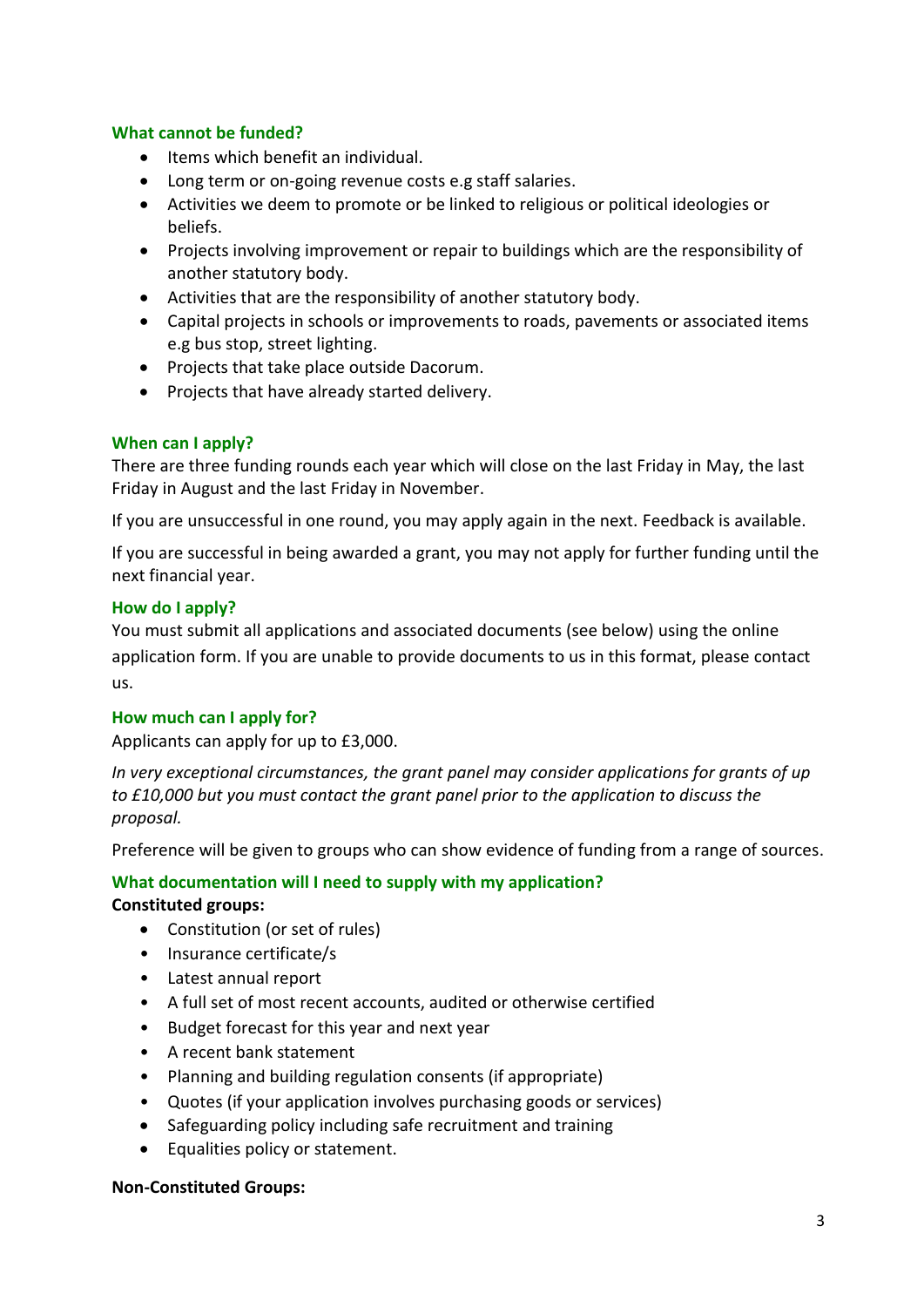### What cannot be funded?

- Items which benefit an individual.
- Long term or on-going revenue costs e.g staff salaries.
- Activities we deem to promote or be linked to religious or political ideologies or beliefs.
- Projects involving improvement or repair to buildings which are the responsibility of another statutory body.
- Activities that are the responsibility of another statutory body.
- Capital projects in schools or improvements to roads, pavements or associated items e.g bus stop, street lighting.
- Projects that take place outside Dacorum.
- Projects that have already started delivery.

### When can I apply?

There are three funding rounds each year which will close on the last Friday in May, the last Friday in August and the last Friday in November.

If you are unsuccessful in one round, you may apply again in the next. Feedback is available.

If you are successful in being awarded a grant, you may not apply for further funding until the next financial year.

### How do I apply?

You must submit all applications and associated documents (see below) using the online application form. If you are unable to provide documents to us in this format, please contact us.

### How much can I apply for?

Applicants can apply for up to £3,000.

*In very exceptional circumstances, the grant panel may consider applications for grants of up to £10,000 but you must contact the grant panel prior to the application to discuss the proposal.*

Preference will be given to groups who can show evidence of funding from a range of sources.

### What documentation will I need to supply with my application?

**Constituted groups:**

- Constitution (or set of rules)
- Insurance certificate/s
- Latest annual report
- A full set of most recent accounts, audited or otherwise certified
- Budget forecast for this year and next year
- A recent bank statement
- Planning and building regulation consents (if appropriate)
- Quotes (if your application involves purchasing goods or services)
- Safeguarding policy including safe recruitment and training
- Equalities policy or statement.

**Non-Constituted Groups:**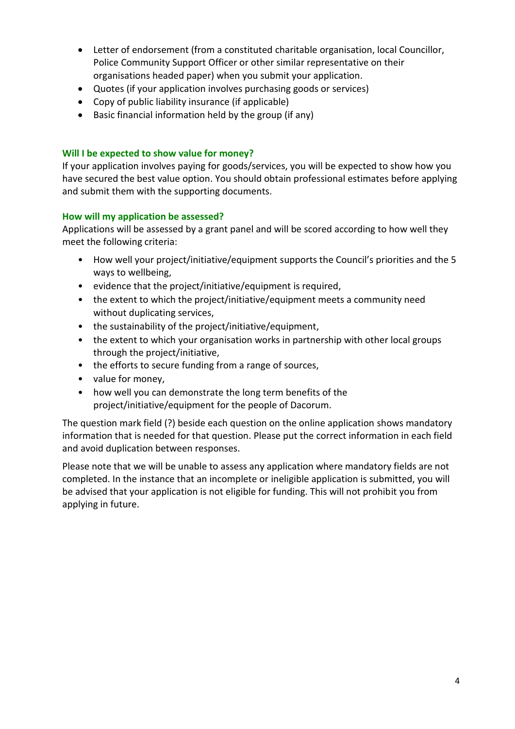- Letter of endorsement (from a constituted charitable organisation, local Councillor, Police Community Support Officer or other similar representative on their organisations headed paper) when you submit your application.
- Quotes (if your application involves purchasing goods or services)
- Copy of public liability insurance (if applicable)
- Basic financial information held by the group (if any)

### Will I be expected to show value for money?

If your application involves paying for goods/services, you will be expected to show how you have secured the best value option. You should obtain professional estimates before applying and submit them with the supporting documents.

### How will my application be assessed?

Applications will be assessed by a grant panel and will be scored according to how well they meet the following criteria:

- How well your project/initiative/equipment supports the Council's priorities and the 5 ways to wellbeing,
- evidence that the project/initiative/equipment is required,
- the extent to which the project/initiative/equipment meets a community need without duplicating services,
- the sustainability of the project/initiative/equipment,
- the extent to which your organisation works in partnership with other local groups through the project/initiative,
- the efforts to secure funding from a range of sources,
- value for money,
- how well you can demonstrate the long term benefits of the project/initiative/equipment for the people of Dacorum.

The question mark field (?) beside each question on the online application shows mandatory information that is needed for that question. Please put the correct information in each field and avoid duplication between responses.

Please note that we will be unable to assess any application where mandatory fields are not completed. In the instance that an incomplete or ineligible application is submitted, you will be advised that your application is not eligible for funding. This will not prohibit you from applying in future.